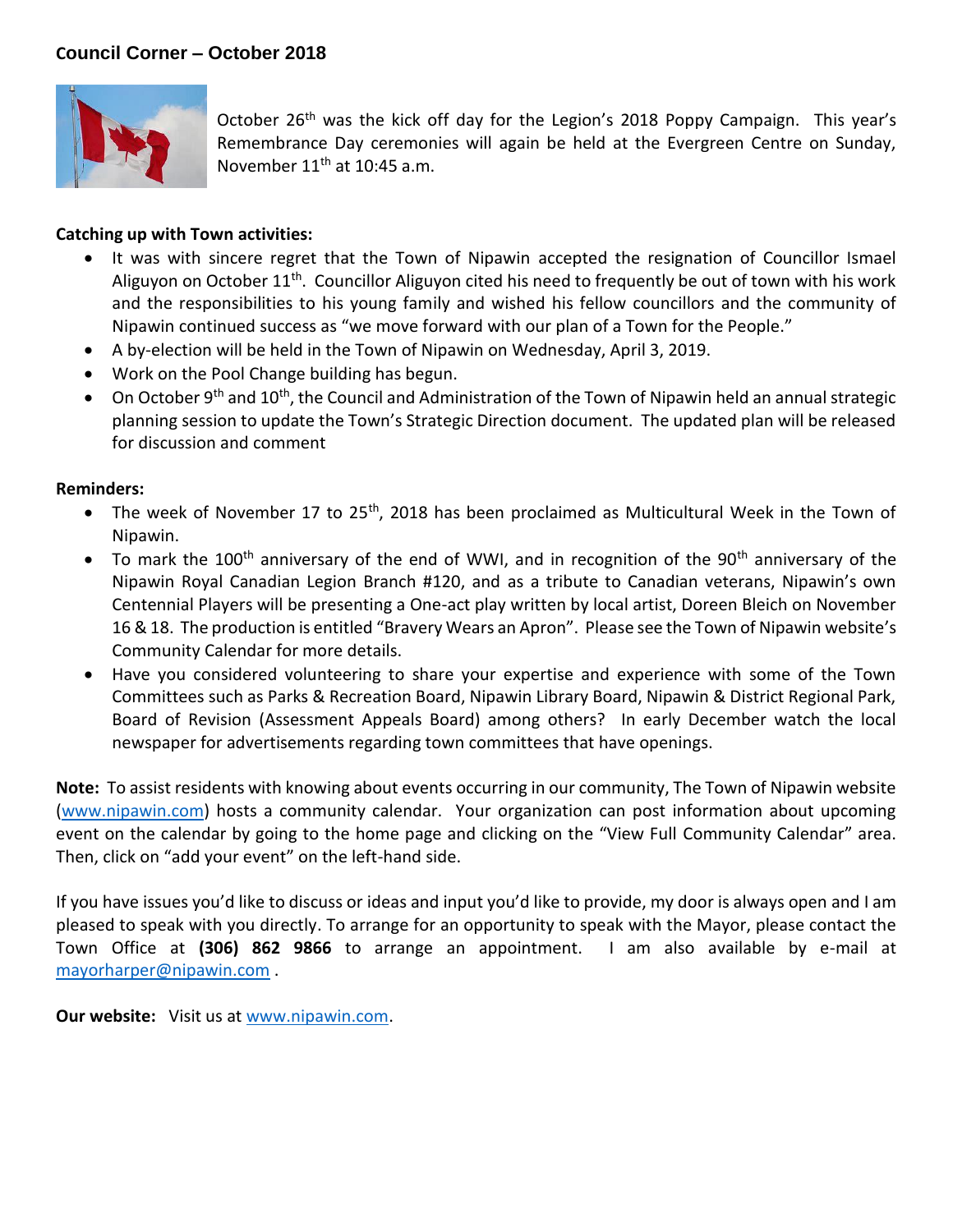## Council Corner – October 2018

October 26th was the kick off day for the Legion's 2018 Poppy Campaign. This year's Remembrance Day ceremonies will again be held at the Evergreen Centre on Sunday, November 11th at 10:45 a.m.

**Catching up with Town activities:**

- It was with sincere regret that the Town of Nipawin accepted the resignation of Councillor Ismael Aliguyon on October 11th. Councillor Aliguyon cited his need to frequently be out of town with his work and the responsibilities to his young family and wished his fellow councillors and the community of Nipawin continued success as "we move forward with our plan of a Town for the People."
- A by-election will be held in the Town of Nipawin on Wednesday, April 3, 2019.
- Work on the Pool Change building has begun.
- On October 9th and 10th, the Council and Administration of the Town of Nipawin held an annual strategic planning session to update the Town's Strategic Direction document. The updated plan will be released for discussion and comment

**Reminders:**

- The week of November 17 to 25th, 2018 has been proclaimed as Multicultural Week in the Town of Nipawin.
- To mark the 100th anniversary of the end of WWI, and in recognition of the 90th anniversary of the Nipawin Royal Canadian Legion Branch #120, and as a tribute to Canadian veterans, Nipawin's own Centennial Players will be presenting a One-act play written by local artist, Doreen Bleich on November 16 & 18. The production is entitled "Bravery Wears an Apron". Please see the Town of Nipawin website's Community Calendar for more details.
- Have you considered volunteering to share your expertise and experience with some of the Town Committees such as Parks & Recreation Board, Nipawin Library Board, Nipawin & District Regional Park, Board of Revision (Assessment Appeals Board) among others? In early December watch the local newspaper for advertisements regarding town committees that have openings.

**Note:** To assist residents with knowing about events occurring in our community, The Town of Nipawin website (www.nipawin.com) hosts a community calendar. Your organization can post information about upcoming event on the calendar by going to the home page and clicking on the "View Full Community Calendar" area. Then, click on "add your event" on the left-hand side.

If you have issues you'd like to discuss or ideas and input you'd like to provide, my door is always open and I am pleased to speak with you directly. To arrange for an opportunity to speak with the Mayor, please contact the Town Office at **(306) 862 9866** to arrange an appointment. I am also available by e-mail at mayorharper@nipawin.com .

**Our website:** Visit us at www.nipawin.com.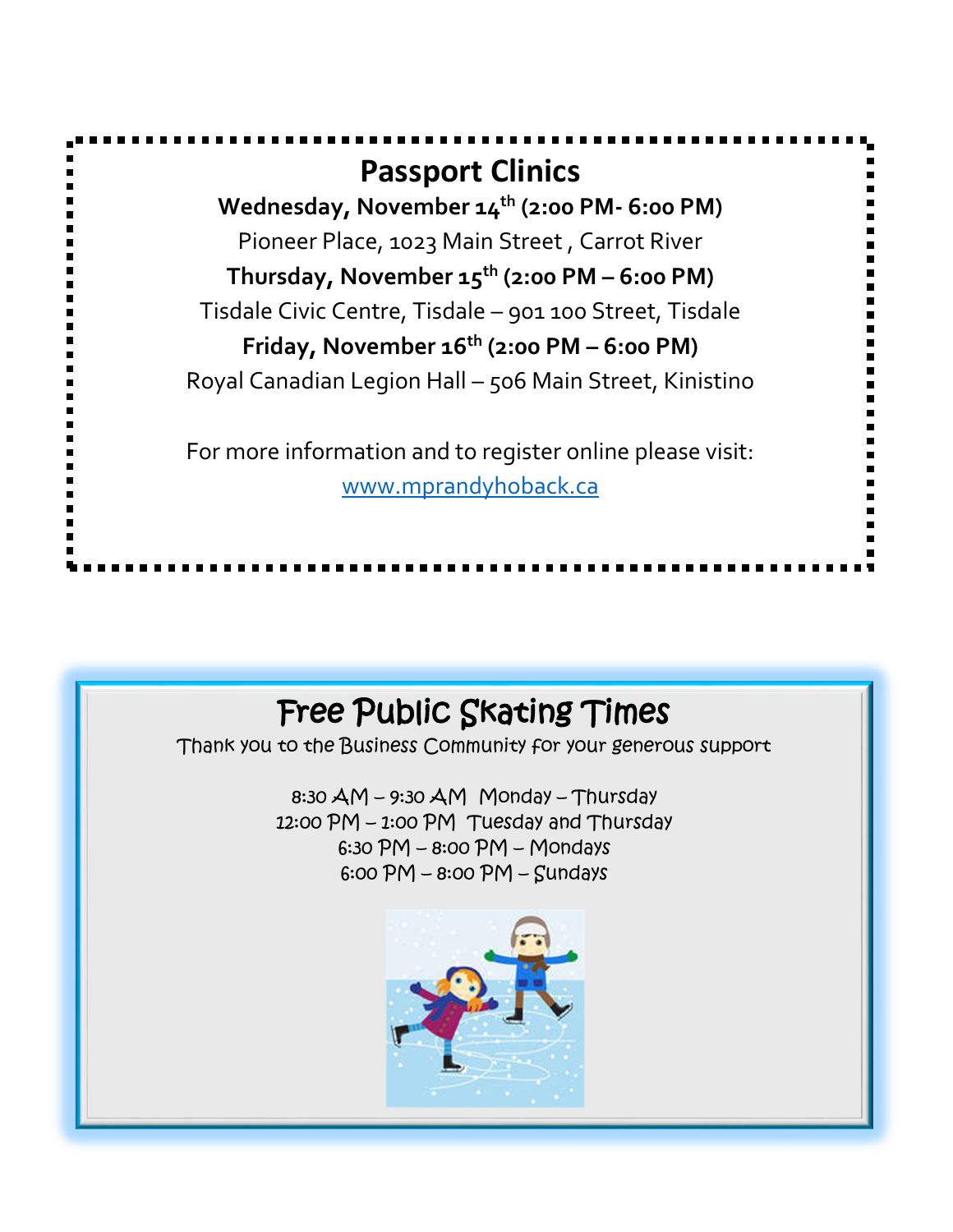## Passport Clinics

**Wednesday, November 14th (2:00 PM- 6:00 PM)**

Pioneer Place, 1023 Main Street , Carrot River

**Thursday, November 15th (2:00 PM – 6:00 PM)**

Tisdale Civic Centre, Tisdale – 901 100 Street, Tisdale

**Friday, November 16th (2:00 PM – 6:00 PM)**

Royal Canadian Legion Hall – 506 Main Street, Kinistino

For more information and to register online please visit:

www.mprandyhoback.ca

## Free Public Skating Times

Thank you to the Business Community for your generous support

8:30 AM – 9:30 AM Monday – Thursday

12:00 PM – 1:00 PM Tuesday and Thursday

6:30 PM – 8:00 PM – Mondays

6:00 PM – 8:00 PM – Sundays